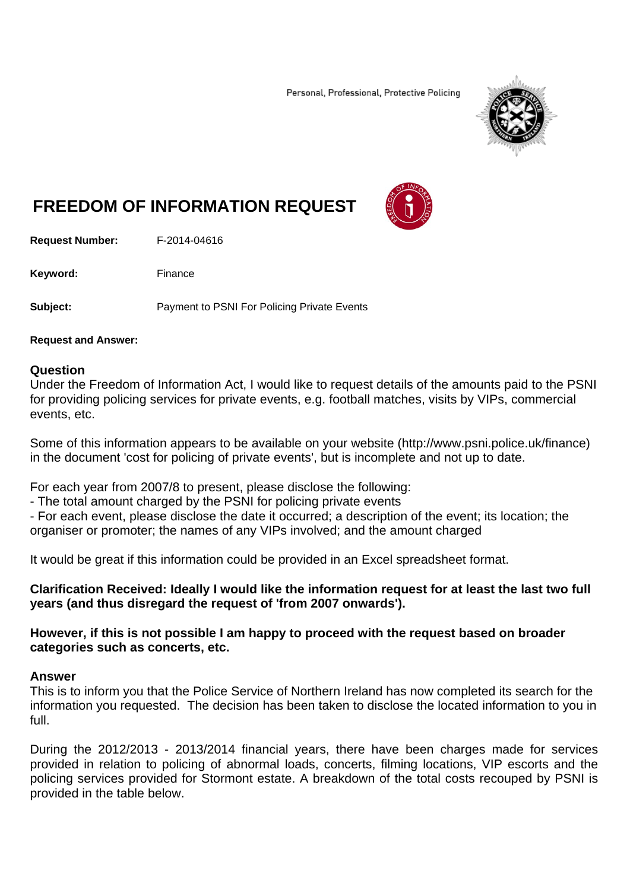Personal, Professional, Protective Policing

# FREEDOM OF INFORMATION REQUEST

**Request Number:** F-2014-04616

**Keyword:** Finance

**Subject:** Payment to PSNI For Policing Private Events

**Request and Answer:**

## Question

Under the Freedom of Information Act, I would like to request details of the amounts paid to the PSNI for providing policing services for private events, e.g. football matches, visits by VIPs, commercial events, etc.

Some of this information appears to be available on your website (http://www.psni.police.uk/finance) in the document 'cost for policing of private events', but is incomplete and not up to date.

For each year from 2007/8 to present, please disclose the following:
- The total amount charged by the PSNI for policing private events
- For each event, please disclose the date it occurred; a description of the event; its location; the organiser or promoter; the names of any VIPs involved; and the amount charged

It would be great if this information could be provided in an Excel spreadsheet format.

**Clarification Received: Ideally I would like the information request for at least the last two full years (and thus disregard the request of 'from 2007 onwards').**

**However, if this is not possible I am happy to proceed with the request based on broader categories such as concerts, etc.**

## Answer

This is to inform you that the Police Service of Northern Ireland has now completed its search for the information you requested. The decision has been taken to disclose the located information to you in full.

During the 2012/2013 - 2013/2014 financial years, there have been charges made for services provided in relation to policing of abnormal loads, concerts, filming locations, VIP escorts and the policing services provided for Stormont estate. A breakdown of the total costs recouped by PSNI is provided in the table below.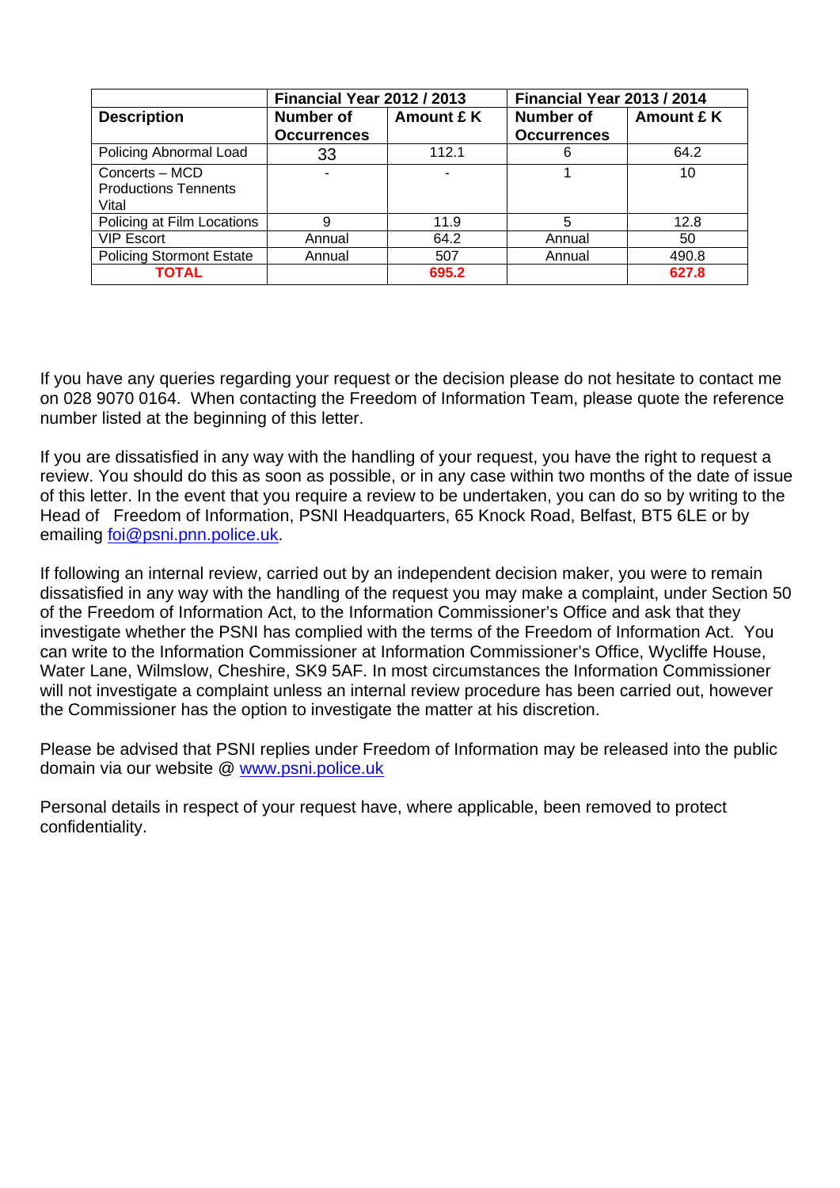| | Financial Year 2012 / 2013 | | Financial Year 2013 / 2014 | |
|---|---|---|---|---|
| **Description** | **Number of Occurrences** | **Amount £ K** | **Number of Occurrences** | **Amount £ K** |
| Policing Abnormal Load | 33 | 112.1 | 6 | 64.2 |
| Concerts – MCD Productions Tennents Vital | - | - | 1 | 10 |
| Policing at Film Locations | 9 | 11.9 | 5 | 12.8 |
| VIP Escort | Annual | 64.2 | Annual | 50 |
| Policing Stormont Estate | Annual | 507 | Annual | 490.8 |
| **TOTAL** | | **695.2** | | **627.8** |

If you have any queries regarding your request or the decision please do not hesitate to contact me on 028 9070 0164. When contacting the Freedom of Information Team, please quote the reference number listed at the beginning of this letter.

If you are dissatisfied in any way with the handling of your request, you have the right to request a review. You should do this as soon as possible, or in any case within two months of the date of issue of this letter. In the event that you require a review to be undertaken, you can do so by writing to the Head of Freedom of Information, PSNI Headquarters, 65 Knock Road, Belfast, BT5 6LE or by emailing foi@psni.pnn.police.uk.

If following an internal review, carried out by an independent decision maker, you were to remain dissatisfied in any way with the handling of the request you may make a complaint, under Section 50 of the Freedom of Information Act, to the Information Commissioner's Office and ask that they investigate whether the PSNI has complied with the terms of the Freedom of Information Act. You can write to the Information Commissioner at Information Commissioner's Office, Wycliffe House, Water Lane, Wilmslow, Cheshire, SK9 5AF. In most circumstances the Information Commissioner will not investigate a complaint unless an internal review procedure has been carried out, however the Commissioner has the option to investigate the matter at his discretion.

Please be advised that PSNI replies under Freedom of Information may be released into the public domain via our website @ www.psni.police.uk

Personal details in respect of your request have, where applicable, been removed to protect confidentiality.